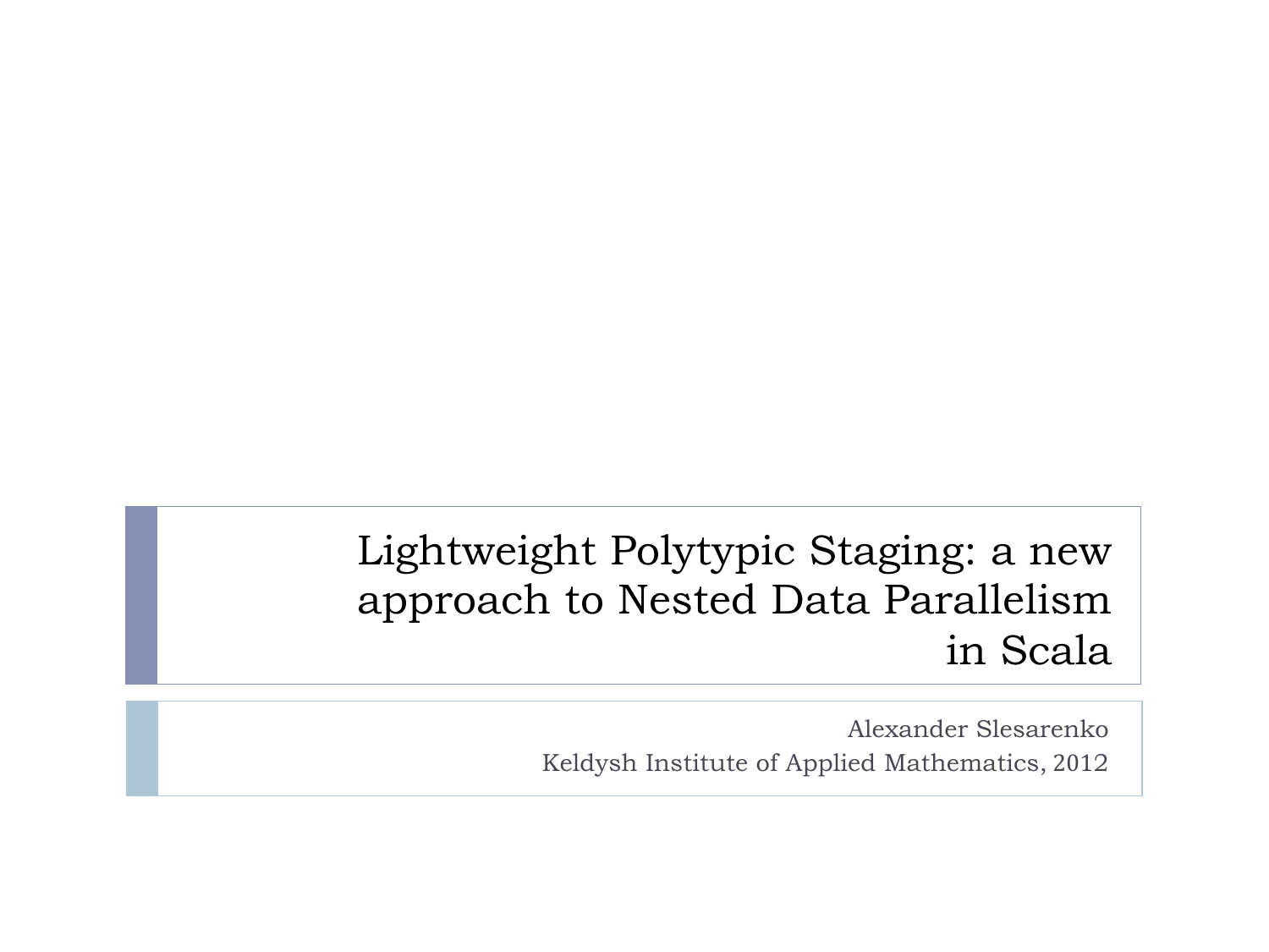# Lightweight Polytypic Staging: a new approach to Nested Data Parallelism in Scala

Alexander Slesarenko
Keldysh Institute of Applied Mathematics, 2012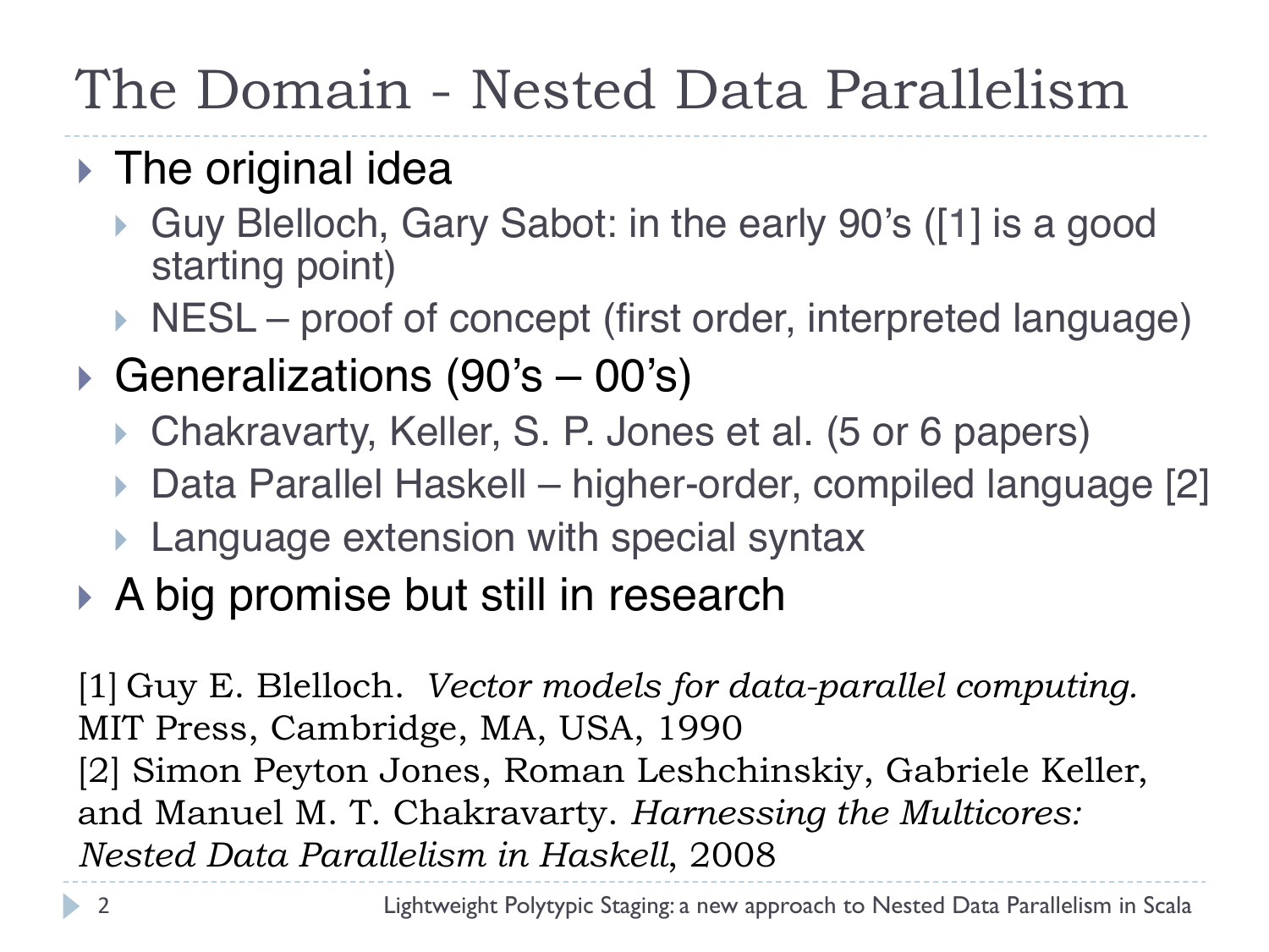# The Domain - Nested Data Parallelism

- The original idea
  - Guy Blelloch, Gary Sabot: in the early 90's ([1] is a good starting point)
  - NESL – proof of concept (first order, interpreted language)
- Generalizations (90's – 00's)
  - Chakravarty, Keller, S. P. Jones et al. (5 or 6 papers)
  - Data Parallel Haskell – higher-order, compiled language [2]
  - Language extension with special syntax
- A big promise but still in research

[1] Guy E. Blelloch. *Vector models for data-parallel computing.* MIT Press, Cambridge, MA, USA, 1990

[2] Simon Peyton Jones, Roman Leshchinskiy, Gabriele Keller, and Manuel M. T. Chakravarty. *Harnessing the Multicores: Nested Data Parallelism in Haskell*, 2008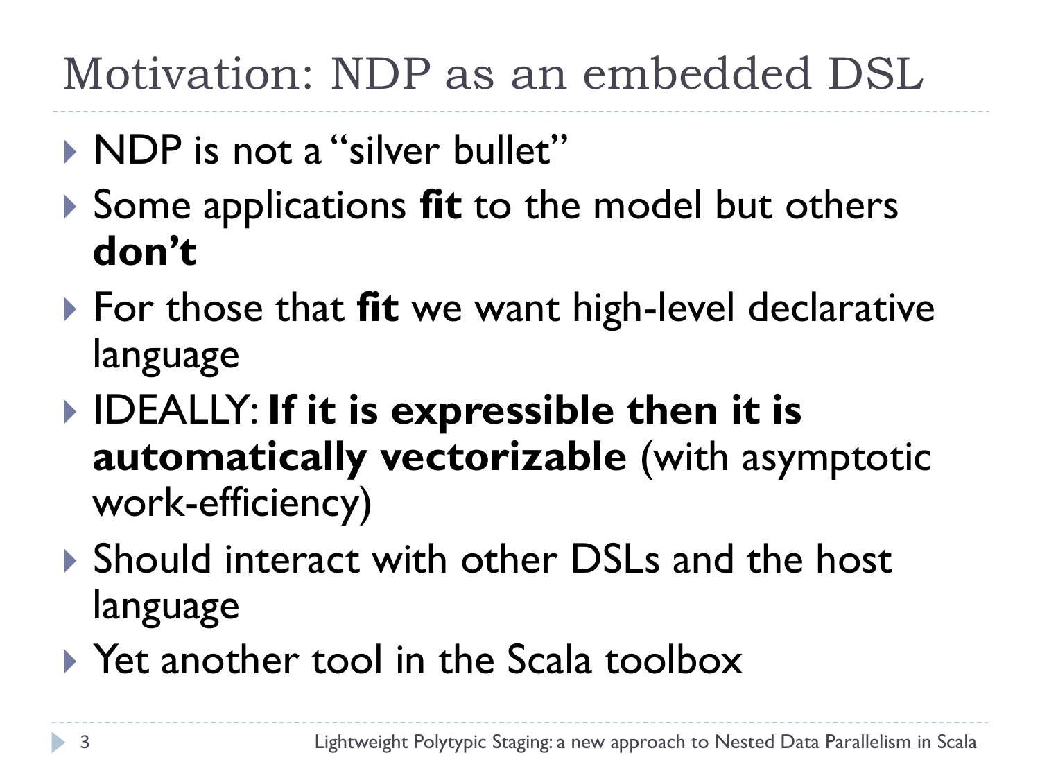# Motivation: NDP as an embedded DSL

- NDP is not a "silver bullet"
- Some applications **fit** to the model but others **don't**
- For those that **fit** we want high-level declarative language
- IDEALLY: **If it is expressible then it is automatically vectorizable** (with asymptotic work-efficiency)
- Should interact with other DSLs and the host language
- Yet another tool in the Scala toolbox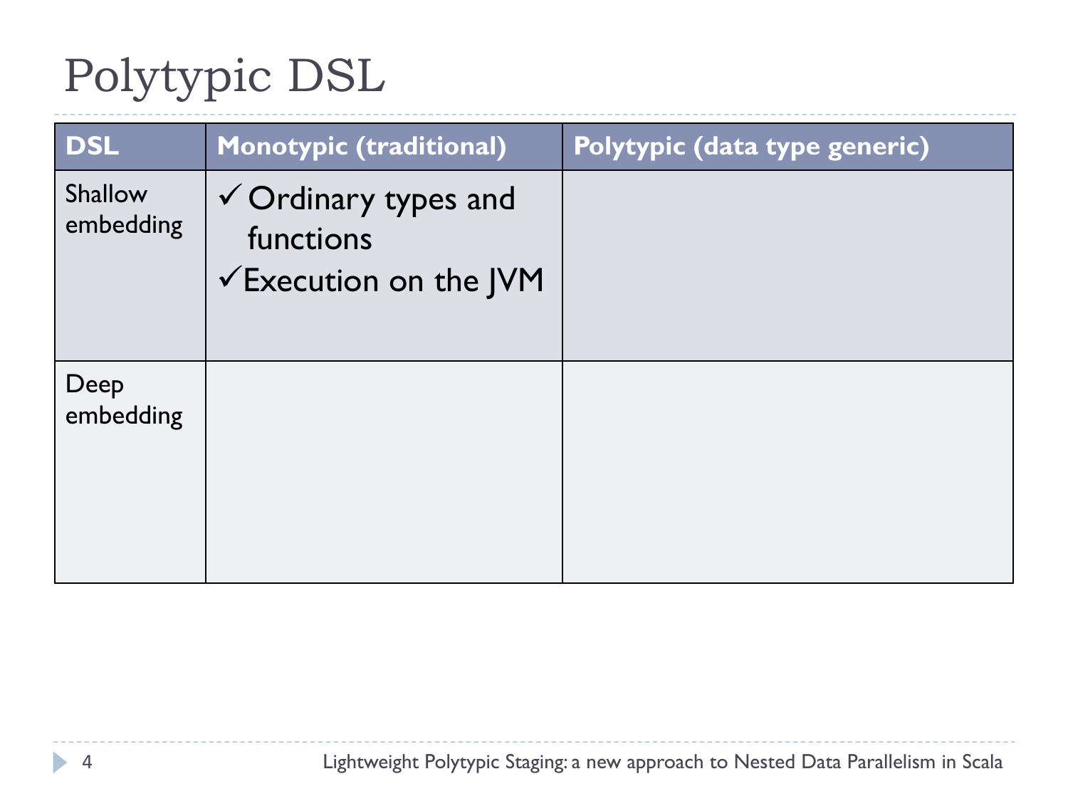# Polytypic DSL

| DSL | Monotypic (traditional) | Polytypic (data type generic) |
| --- | --- | --- |
| Shallow embedding | ✓ Ordinary types and functions<br>✓ Execution on the JVM | |
| Deep embedding | | |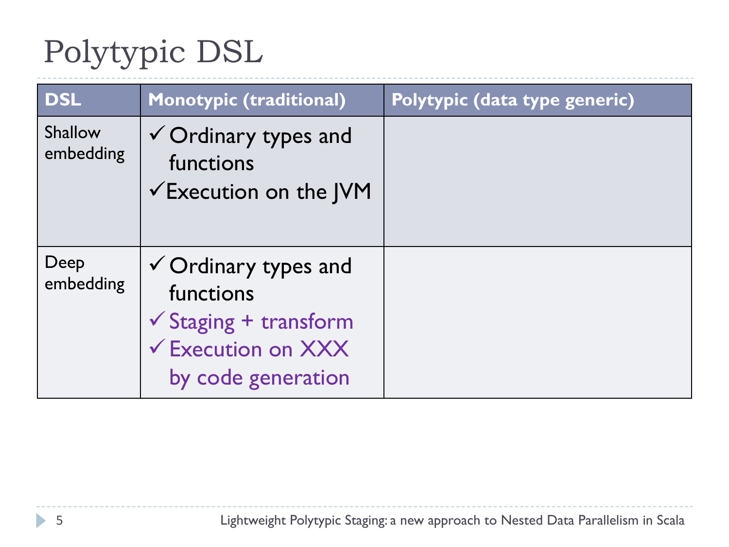# Polytypic DSL

| DSL | Monotypic (traditional) | Polytypic (data type generic) |
|---|---|---|
| Shallow embedding | ✓ Ordinary types and functions<br>✓ Execution on the JVM | |
| Deep embedding | ✓ Ordinary types and functions<br>✓ Staging + transform<br>✓ Execution on XXX by code generation | |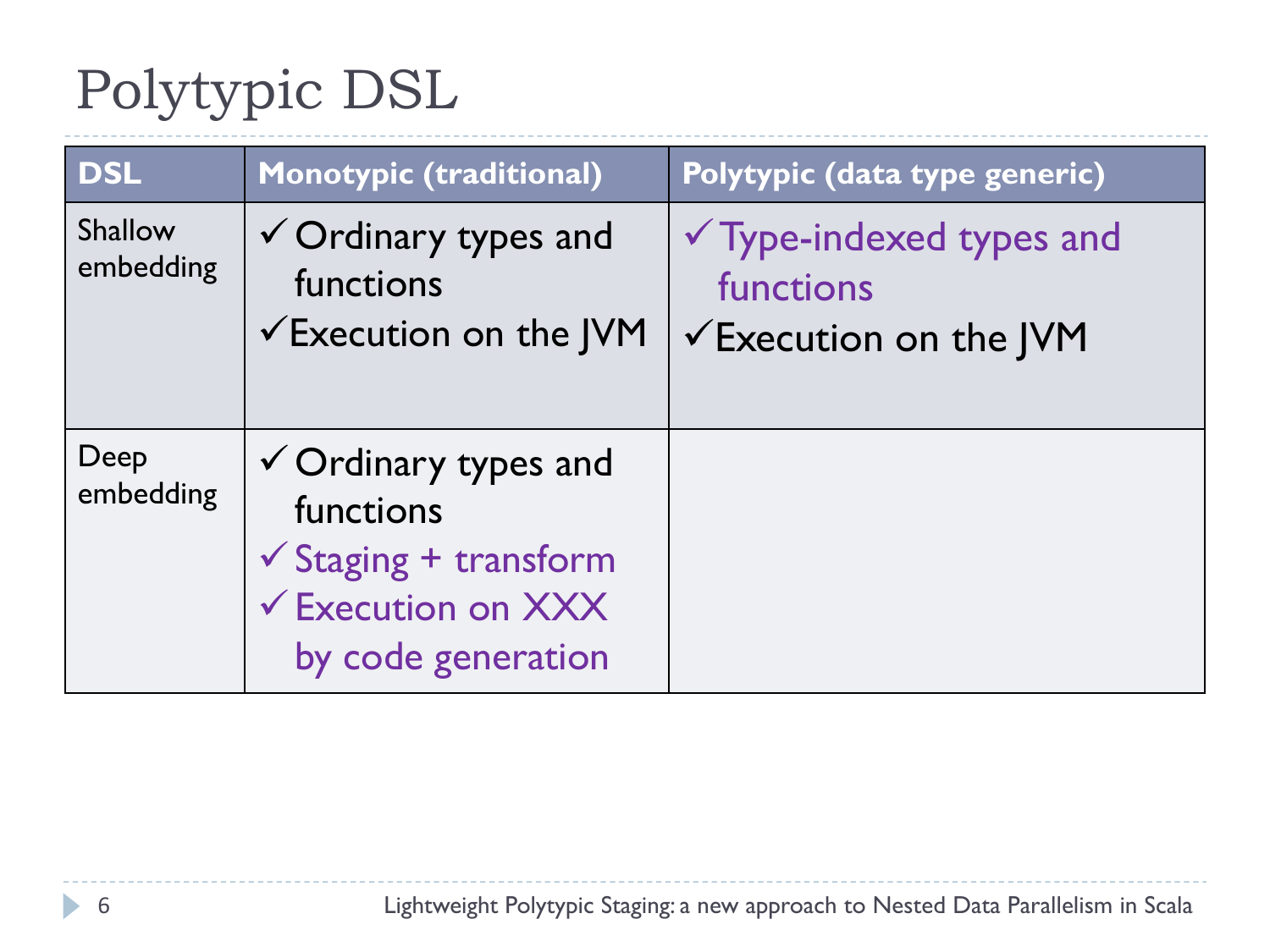# Polytypic DSL

| DSL | Monotypic (traditional) | Polytypic (data type generic) |
|---|---|---|
| Shallow embedding | ✓ Ordinary types and functions<br>✓ Execution on the JVM | ✓ Type-indexed types and functions<br>✓ Execution on the JVM |
| Deep embedding | ✓ Ordinary types and functions<br>✓ Staging + transform<br>✓ Execution on XXX by code generation | |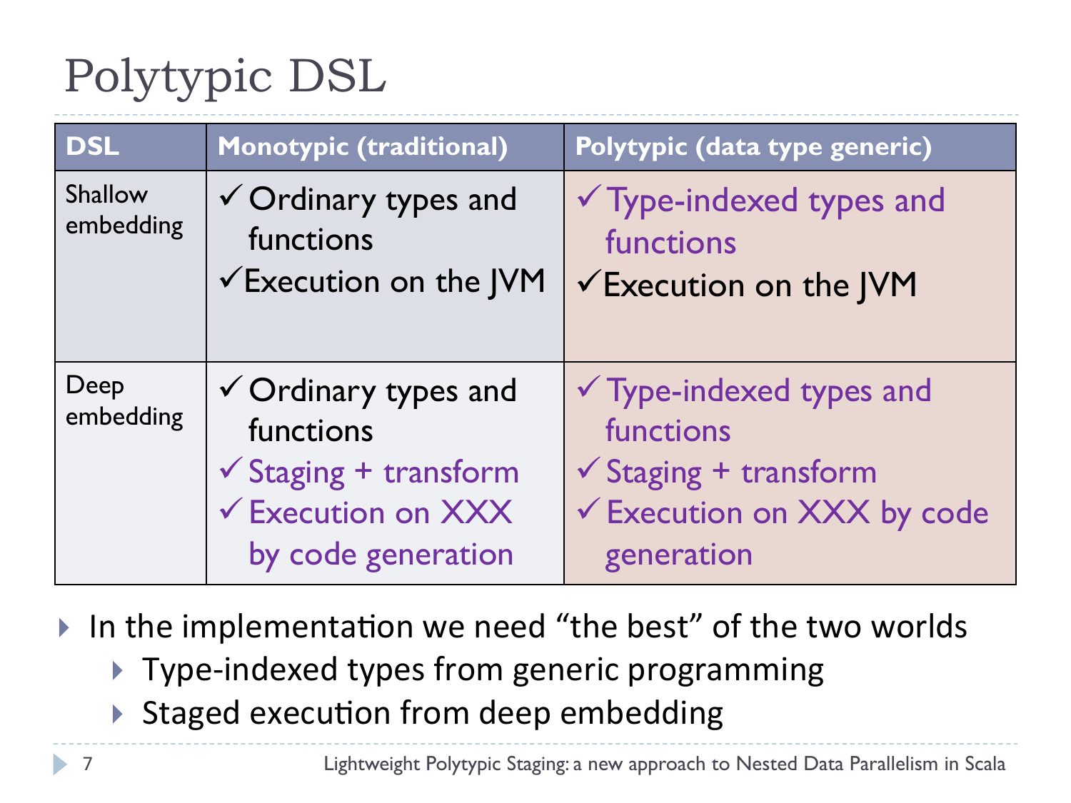# Polytypic DSL

| DSL | Monotypic (traditional) | Polytypic (data type generic) |
|---|---|---|
| Shallow embedding | ✓ Ordinary types and functions<br>✓ Execution on the JVM | ✓ Type-indexed types and functions<br>✓ Execution on the JVM |
| Deep embedding | ✓ Ordinary types and functions<br>✓ Staging + transform<br>✓ Execution on XXX by code generation | ✓ Type-indexed types and functions<br>✓ Staging + transform<br>✓ Execution on XXX by code generation |

- In the implementation we need "the best" of the two worlds
  - Type-indexed types from generic programming
  - Staged execution from deep embedding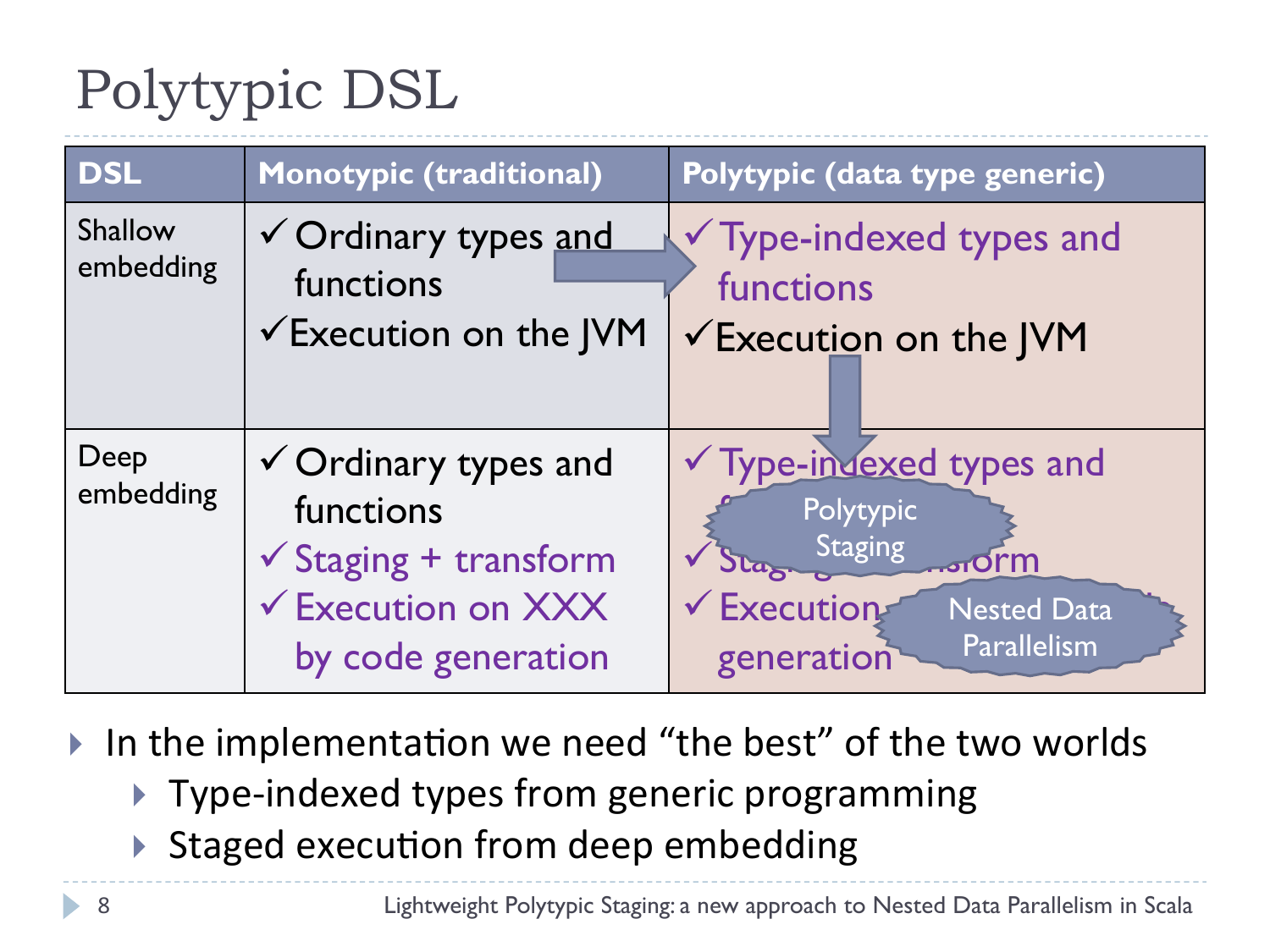# Polytypic DSL

| DSL | Monotypic (traditional) | Polytypic (data type generic) |
| --- | --- | --- |
| Shallow embedding | ✓ Ordinary types and functions<br>✓ Execution on the JVM | ✓ Type-indexed types and functions<br>✓ Execution on the JVM |
| Deep embedding | ✓ Ordinary types and functions<br>✓ Staging + transform<br>✓ Execution on XXX by code generation | ✓ Type-indexed types and f…<br>✓ Stag… …sform<br>✓ Execution … generation |

Polytypic Staging

Nested Data Parallelism

- In the implementation we need "the best" of the two worlds
  - Type-indexed types from generic programming
  - Staged execution from deep embedding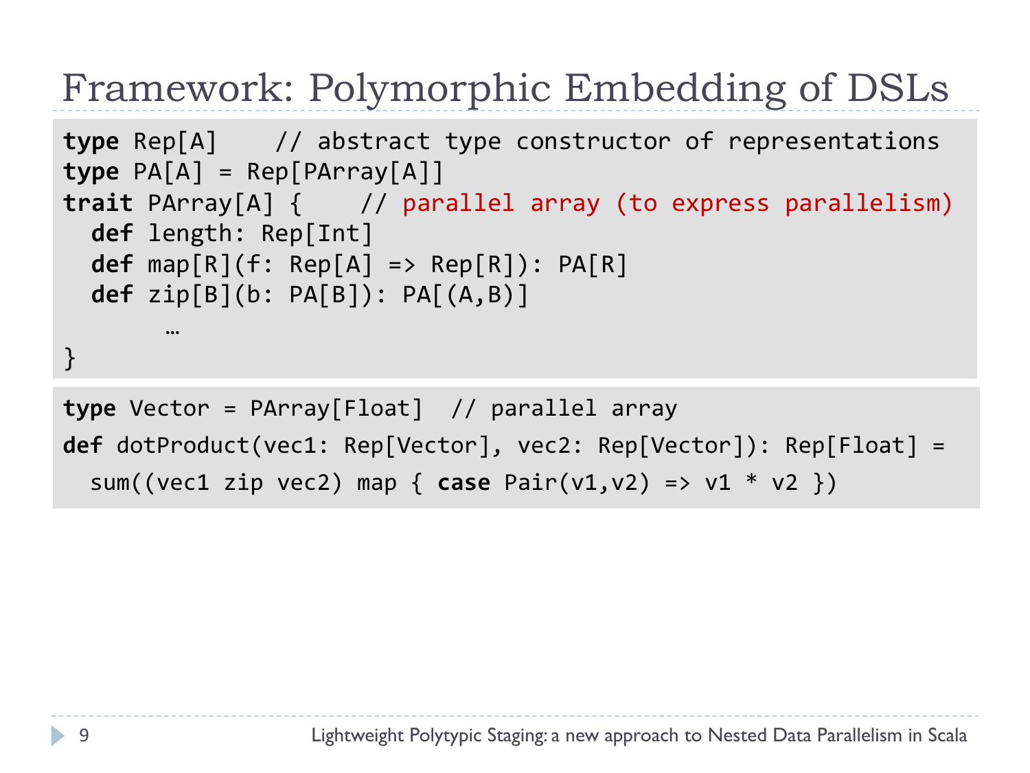# Framework: Polymorphic Embedding of DSLs

```
type Rep[A]    // abstract type constructor of representations
type PA[A] = Rep[PArray[A]]
trait PArray[A] {    // parallel array (to express parallelism)
  def length: Rep[Int]
  def map[R](f: Rep[A] => Rep[R]): PA[R]
  def zip[B](b: PA[B]): PA[(A,B)]
       …
}
```

```
type Vector = PArray[Float]  // parallel array
def dotProduct(vec1: Rep[Vector], vec2: Rep[Vector]): Rep[Float] =
  sum((vec1 zip vec2) map { case Pair(v1,v2) => v1 * v2 })
```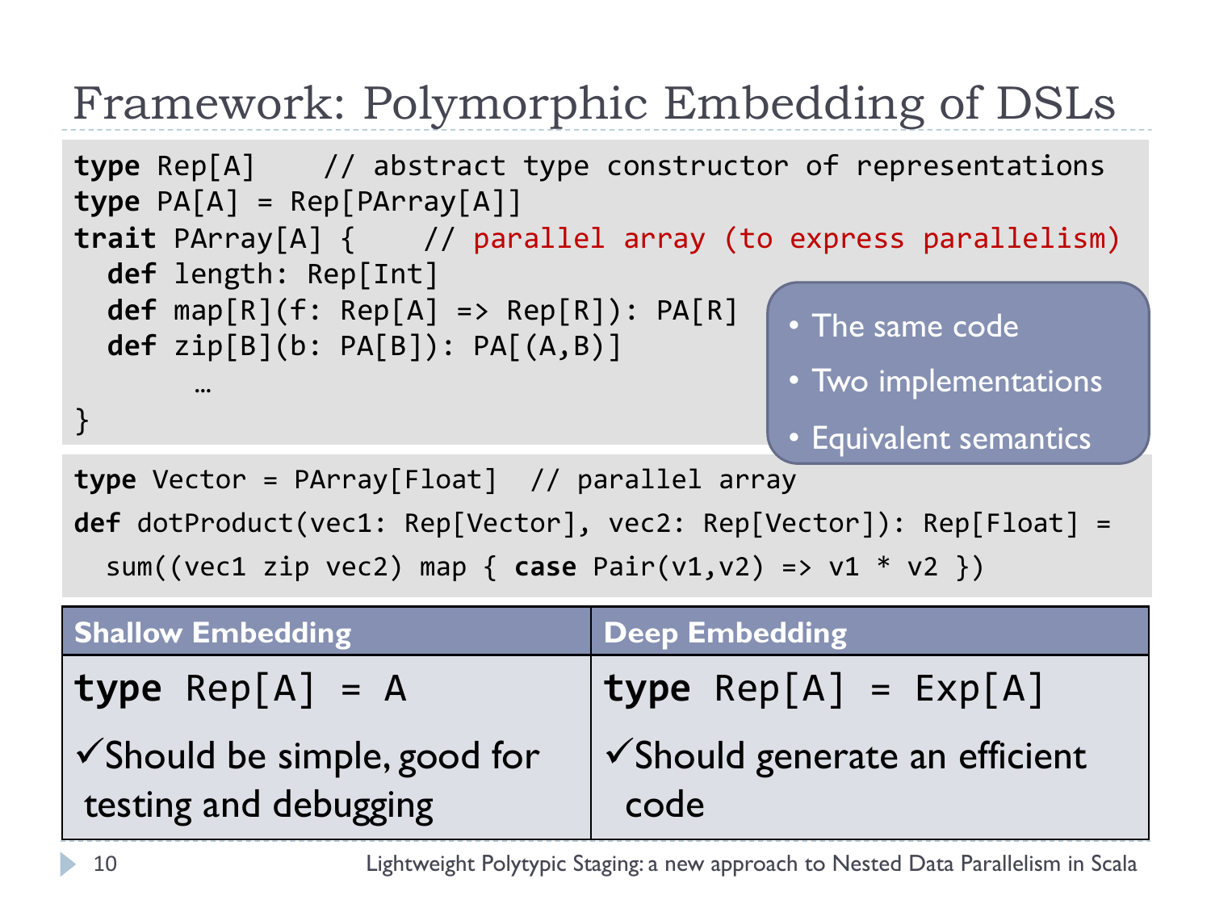# Framework: Polymorphic Embedding of DSLs

```
type Rep[A]    // abstract type constructor of representations
type PA[A] = Rep[PArray[A]]
trait PArray[A] {    // parallel array (to express parallelism)
  def length: Rep[Int]
  def map[R](f: Rep[A] => Rep[R]): PA[R]
  def zip[B](b: PA[B]): PA[(A,B)]
      …
}
```

- The same code
- Two implementations
- Equivalent semantics

```
type Vector = PArray[Float]  // parallel array
def dotProduct(vec1: Rep[Vector], vec2: Rep[Vector]): Rep[Float] =
  sum((vec1 zip vec2) map { case Pair(v1,v2) => v1 * v2 })
```

| Shallow Embedding | Deep Embedding |
|---|---|
| `type Rep[A] = A` | `type Rep[A] = Exp[A]` |
| ✓Should be simple, good for testing and debugging | ✓Should generate an efficient code |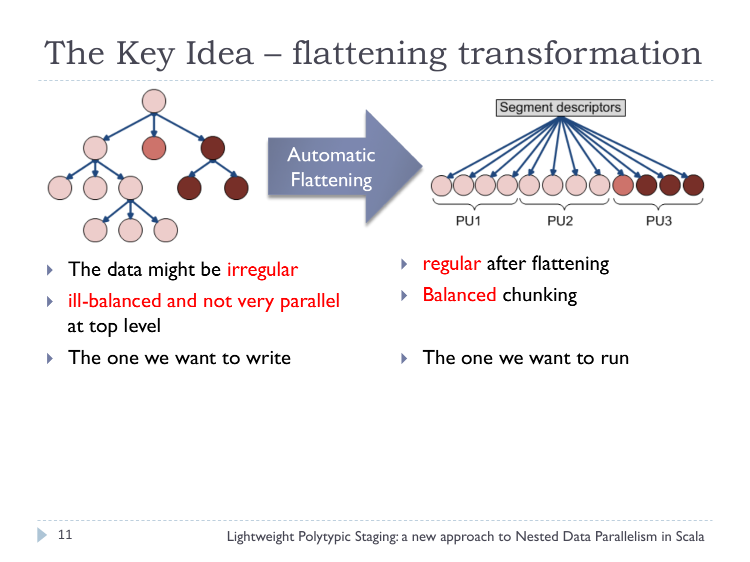# The Key Idea – flattening transformation

- The data might be irregular
- ill-balanced and not very parallel at top level
- The one we want to write

- regular after flattening
- Balanced chunking
- The one we want to run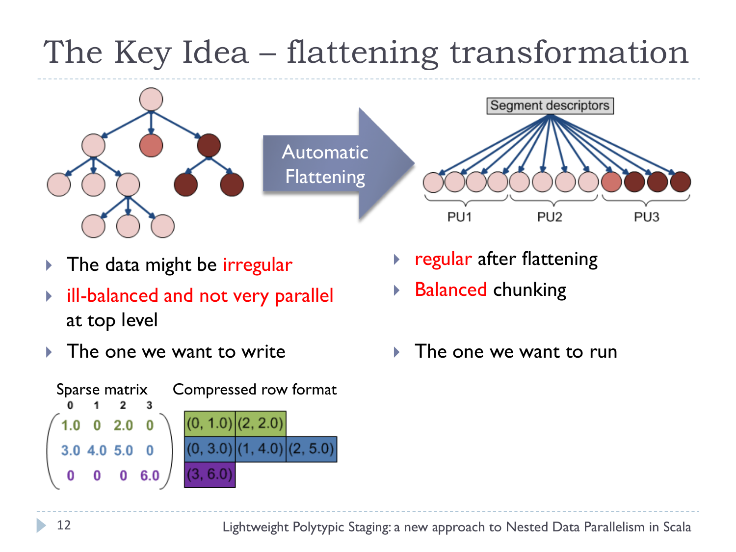# The Key Idea – flattening transformation

Automatic Flattening

Segment descriptors

PU1 PU2 PU3

- The data might be irregular
- ill-balanced and not very parallel at top level
- The one we want to write

- regular after flattening
- Balanced chunking
- The one we want to run

Sparse matrix

|   | 0 | 1 | 2 | 3 |
|---|---|---|---|---|
|   | 1.0 | 0 | 2.0 | 0 |
|   | 3.0 | 4.0 | 5.0 | 0 |
|   | 0 | 0 | 0 | 6.0 |

Compressed row format

| | | |
|---|---|---|
| (0, 1.0) | (2, 2.0) | |
| (0, 3.0) | (1, 4.0) | (2, 5.0) |
| (3, 6.0) | | |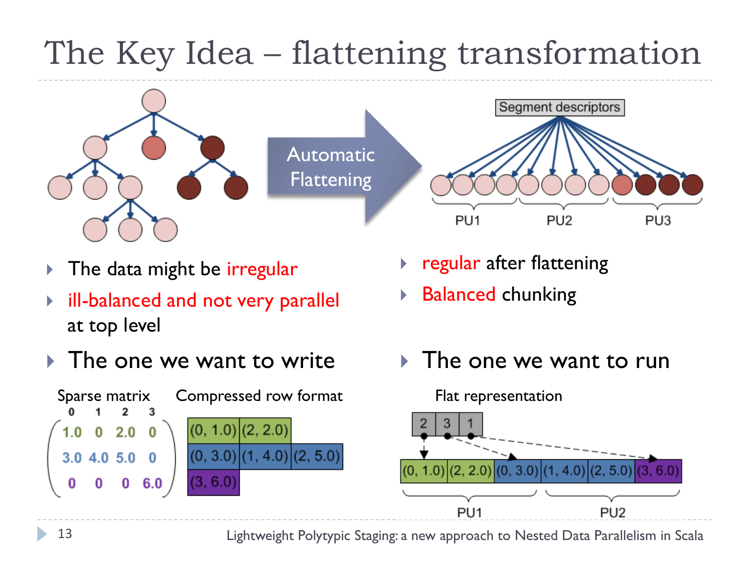# The Key Idea – flattening transformation

Automatic Flattening

Segment descriptors

PU1 PU2 PU3

- The data might be irregular
- ill-balanced and not very parallel at top level
- The one we want to write

- regular after flattening
- Balanced chunking
- The one we want to run

Sparse matrix

$$\begin{pmatrix} 1.0 & 0 & 2.0 & 0 \\ 3.0 & 4.0 & 5.0 & 0 \\ 0 & 0 & 0 & 6.0 \end{pmatrix}$$

Compressed row format

(0, 1.0) (2, 2.0)
(0, 3.0) (1, 4.0) (2, 5.0)
(3, 6.0)

Flat representation

| 2 | 3 | 1 |
|---|---|---|

| (0, 1.0) | (2, 2.0) | (0, 3.0) | (1, 4.0) | (2, 5.0) | (3, 6.0) |
|---|---|---|---|---|---|

PU1 PU2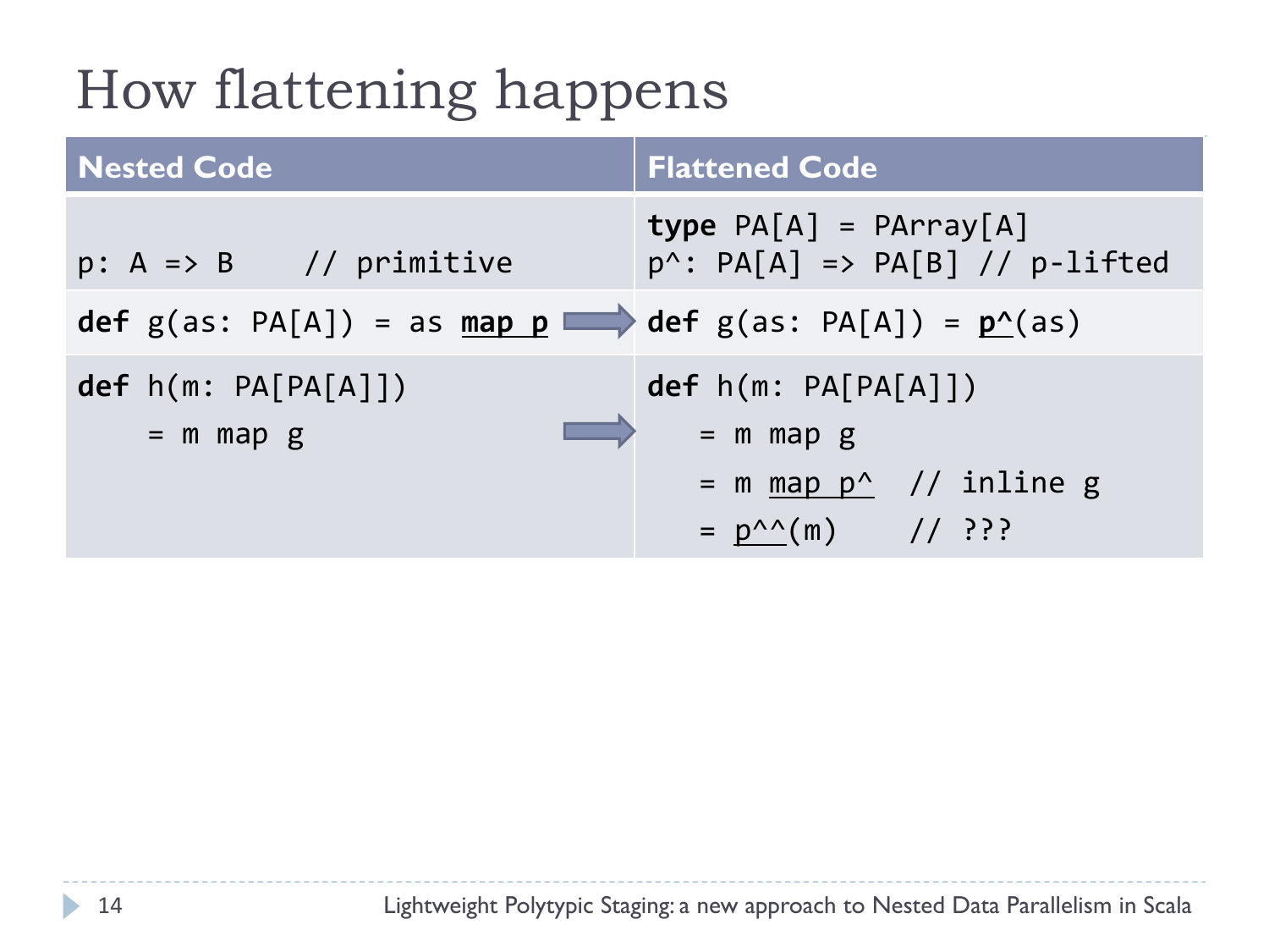# How flattening happens

| Nested Code | Flattened Code |
| --- | --- |
| `p: A => B    // primitive` | `type PA[A] = PArray[A]`<br>`p^: PA[A] => PA[B] // p-lifted` |
| `def g(as: PA[A]) = as map p` ⇒ | `def g(as: PA[A]) = p^(as)` |
| `def h(m: PA[PA[A]])`<br>`    = m map g` ⇒ | `def h(m: PA[PA[A]])`<br>`   = m map g`<br>`   = m map p^   // inline g`<br>`   = p^^(m)     // ???` |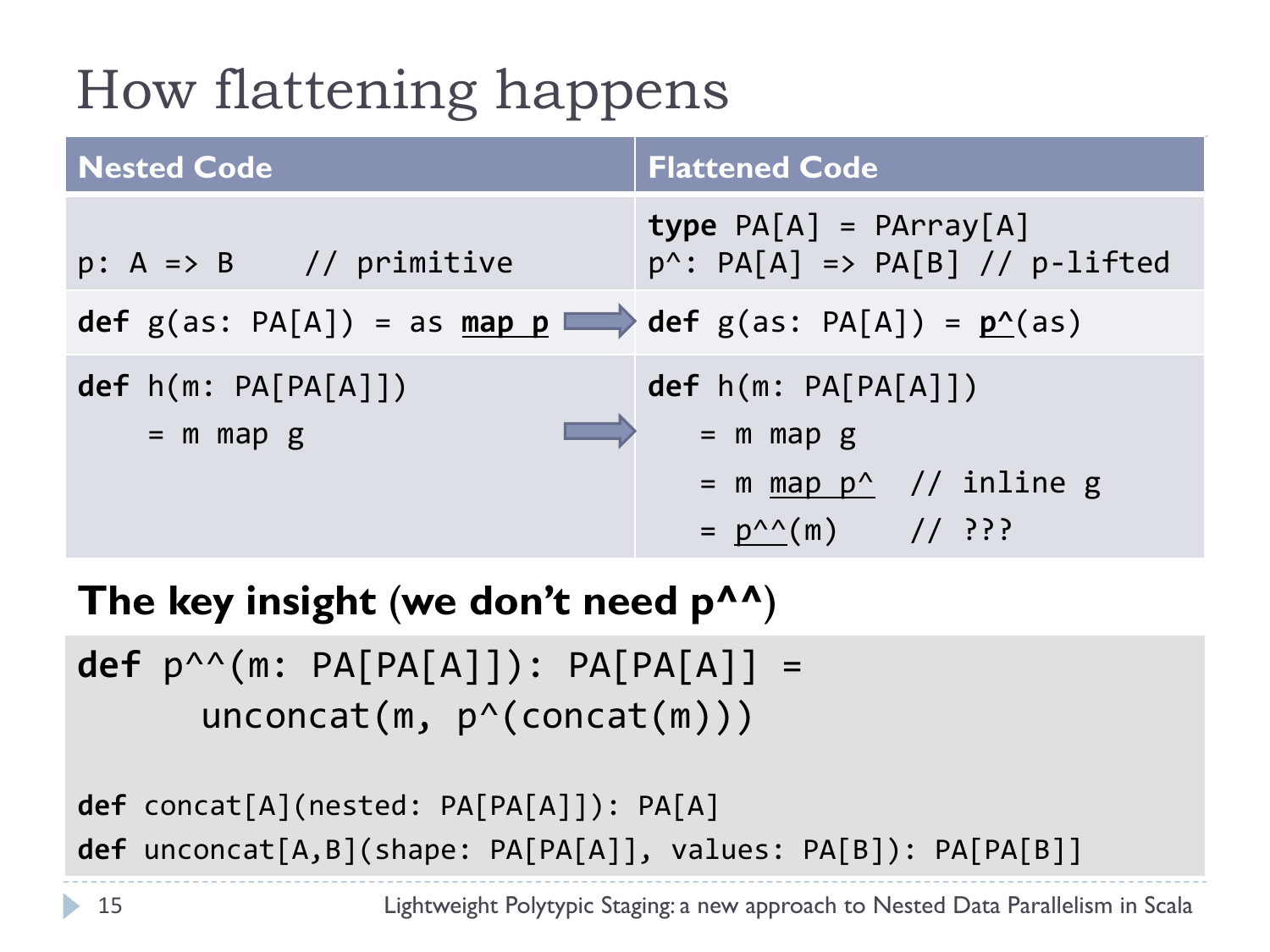# How flattening happens

| Nested Code | Flattened Code |
|---|---|
| `p: A => B    // primitive` | `type PA[A] = PArray[A]`<br>`p^: PA[A] => PA[B] // p-lifted` |
| `def g(as: PA[A]) = as map p` → | `def g(as: PA[A]) = p^(as)` |
| `def h(m: PA[PA[A]])`<br>`    = m map g` → | `def h(m: PA[PA[A]])`<br>`    = m map g`<br>`    = m map p^   // inline g`<br>`    = p^^(m)     // ???` |

## The key insight (we don't need p^^)

```
def p^^(m: PA[PA[A]]): PA[PA[A]] =
      unconcat(m, p^(concat(m)))

def concat[A](nested: PA[PA[A]]): PA[A]
def unconcat[A,B](shape: PA[PA[A]], values: PA[B]): PA[PA[B]]
```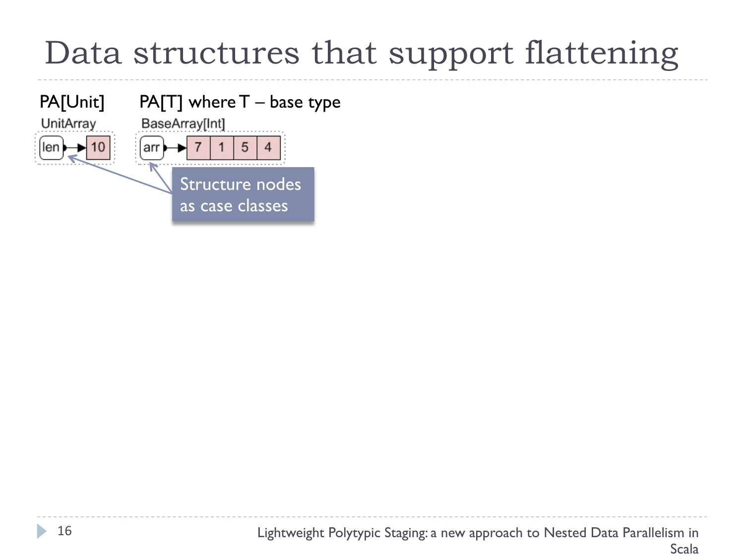# Data structures that support flattening

PA[Unit]

UnitArray

len → 10

PA[T] where T – base type

BaseArray[Int]

arr → 7 | 1 | 5 | 4

Structure nodes as case classes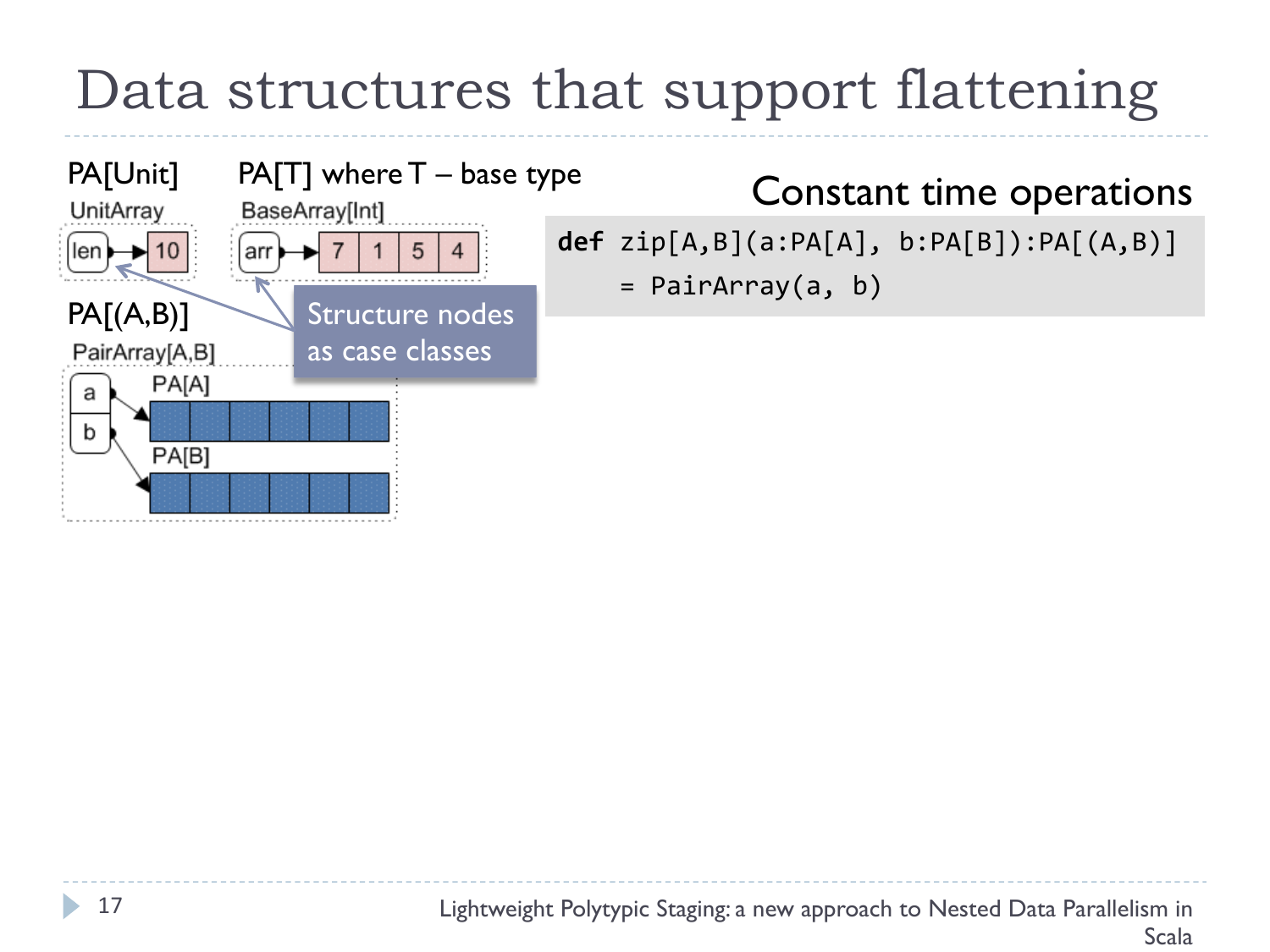# Data structures that support flattening

PA[Unit]

UnitArray

len → 10

PA[T] where T – base type

BaseArray[Int]

arr → 7 | 1 | 5 | 4

PA[(A,B)]

PairArray[A,B]

a → PA[A]

b → PA[B]

Structure nodes as case classes

Constant time operations

```
def zip[A,B](a:PA[A], b:PA[B]):PA[(A,B)]
    = PairArray(a, b)
```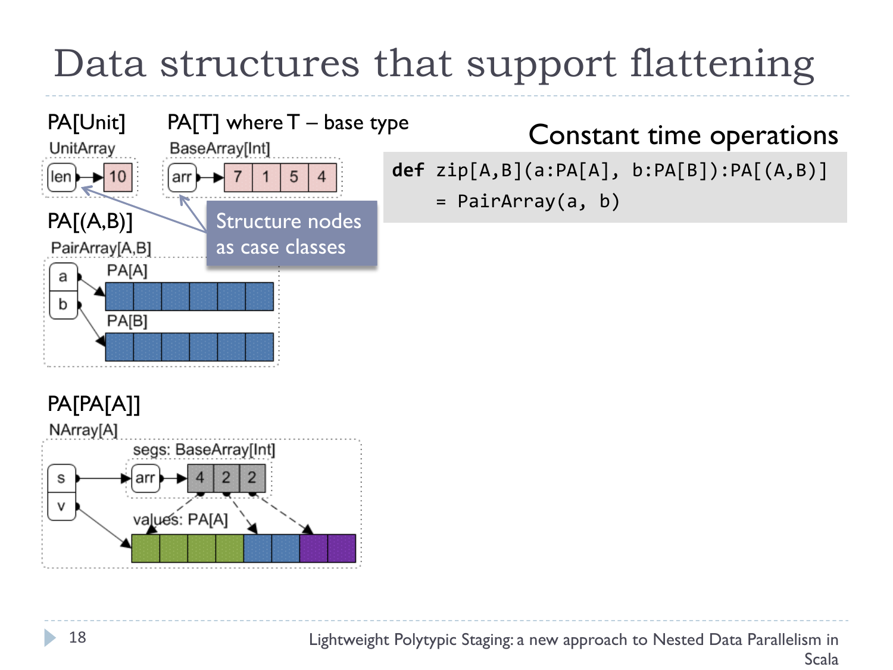# Data structures that support flattening

PA[Unit]

UnitArray

len → 10

PA[T] where T – base type

BaseArray[Int]

arr → 7 | 1 | 5 | 4

Structure nodes as case classes

PA[(A,B)]

PairArray[A,B]

a → PA[A]

b → PA[B]

PA[PA[A]]

NArray[A]

s → segs: BaseArray[Int]: arr → 4 | 2 | 2

v → values: PA[A]

## Constant time operations

```
def zip[A,B](a:PA[A], b:PA[B]):PA[(A,B)]
    = PairArray(a, b)
```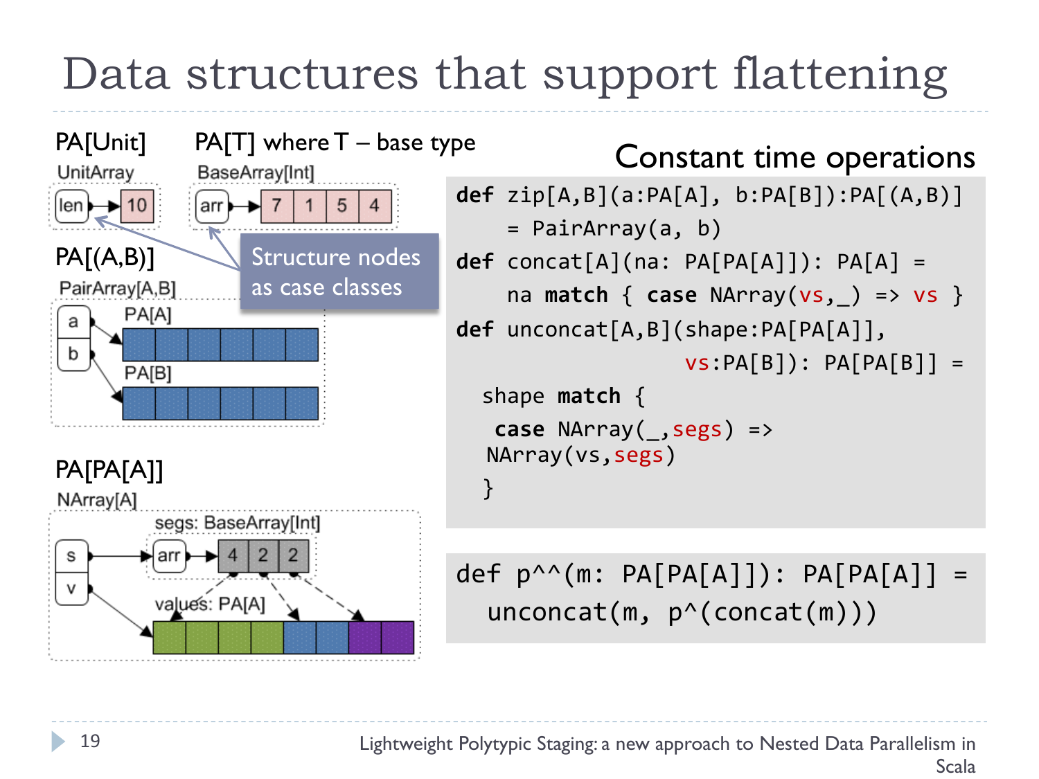# Data structures that support flattening

PA[Unit]

UnitArray

len → 10

PA[T] where T – base type

BaseArray[Int]

arr → 7 | 1 | 5 | 4

Structure nodes as case classes

PA[(A,B)]

PairArray[A,B]

a → PA[A]

b → PA[B]

PA[PA[A]]

NArray[A]

s → segs: BaseArray[Int] — arr → 4 | 2 | 2

v → values: PA[A]

## Constant time operations

```
def zip[A,B](a:PA[A], b:PA[B]):PA[(A,B)]
    = PairArray(a, b)
def concat[A](na: PA[PA[A]]): PA[A] =
    na match { case NArray(vs,_) => vs }
def unconcat[A,B](shape:PA[PA[A]],
                  vs:PA[B]): PA[PA[B]] =
  shape match {
   case NArray(_,segs) =>
  NArray(vs,segs)
  }
```

```
def p^^(m: PA[PA[A]]): PA[PA[A]] =
  unconcat(m, p^(concat(m)))
```

Lightweight Polytypic Staging: a new approach to Nested Data Parallelism in Scala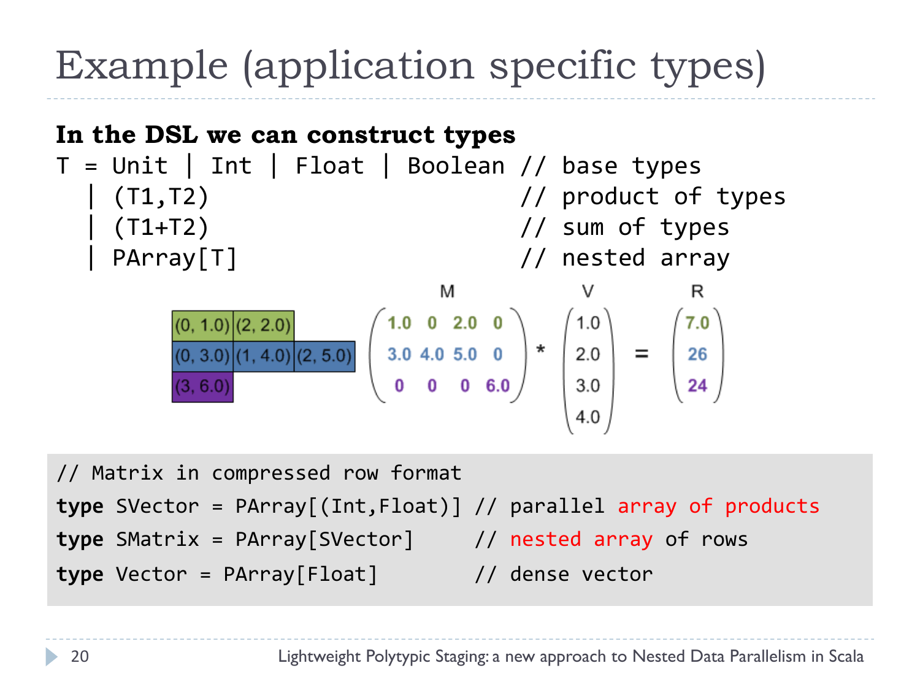# Example (application specific types)

**In the DSL we can construct types**

```
T = Unit | Int | Float | Boolean // base types
  | (T1,T2)                      // product of types
  | (T1+T2)                      // sum of types
  | PArray[T]                    // nested array
```

| (0, 1.0) | (2, 2.0) | |
|---|---|---|
| (0, 3.0) | (1, 4.0) | (2, 5.0) |
| (3, 6.0) | | |

$$
\underset{M}{\begin{pmatrix} 1.0 & 0 & 2.0 & 0 \\ 3.0 & 4.0 & 5.0 & 0 \\ 0 & 0 & 0 & 6.0 \end{pmatrix}} * \underset{V}{\begin{pmatrix} 1.0 \\ 2.0 \\ 3.0 \\ 4.0 \end{pmatrix}} = \underset{R}{\begin{pmatrix} 7.0 \\ 26 \\ 24 \end{pmatrix}}
$$

```
// Matrix in compressed row format
type SVector = PArray[(Int,Float)] // parallel array of products
type SMatrix = PArray[SVector]     // nested array of rows
type Vector = PArray[Float]        // dense vector
```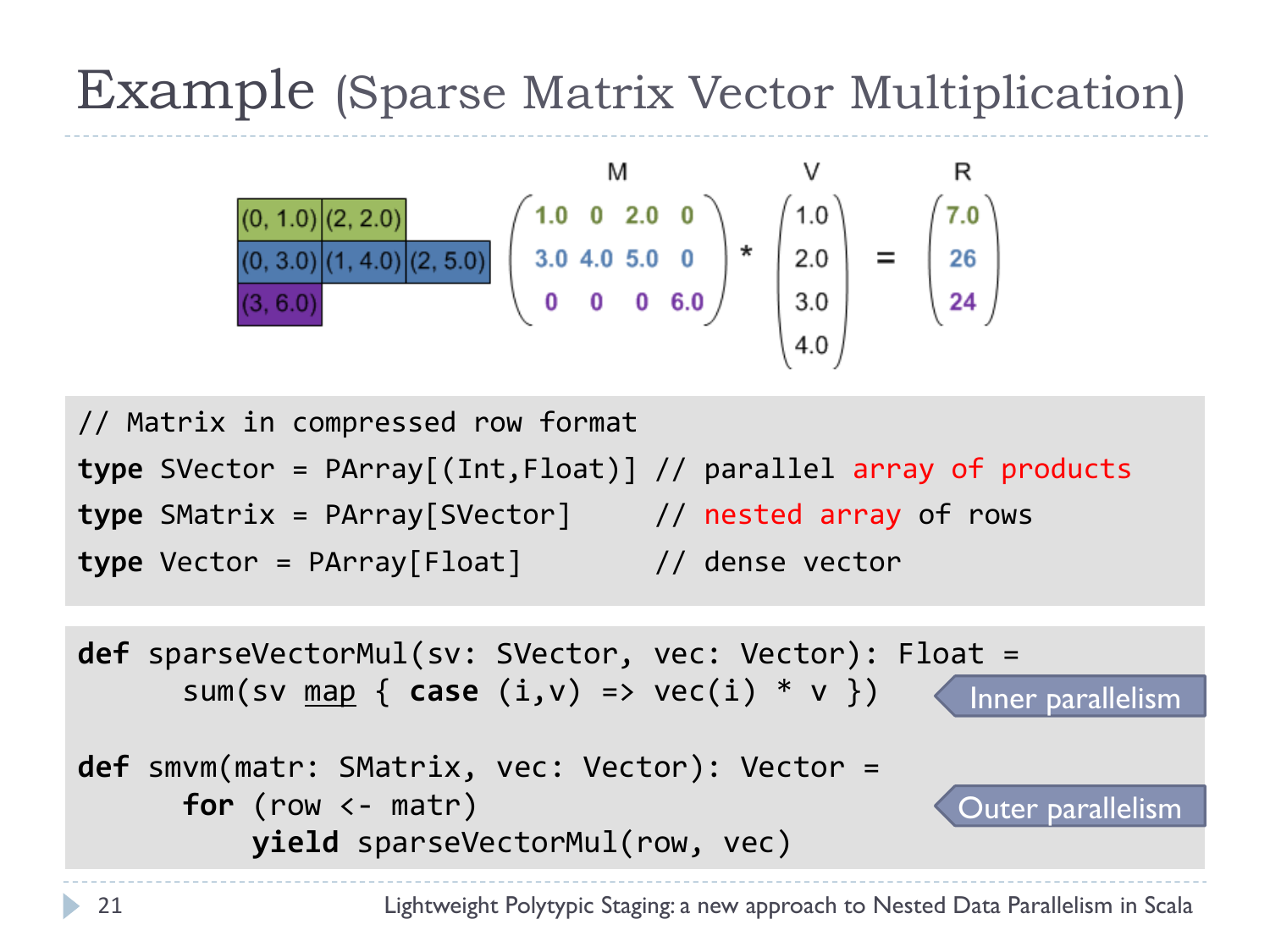# Example (Sparse Matrix Vector Multiplication)

| (0, 1.0) | (2, 2.0) | |
|---|---|---|
| (0, 3.0) | (1, 4.0) | (2, 5.0) |
| (3, 6.0) | | |

$$M * V = R$$

$$\begin{pmatrix} 1.0 & 0 & 2.0 & 0 \\ 3.0 & 4.0 & 5.0 & 0 \\ 0 & 0 & 0 & 6.0 \end{pmatrix} * \begin{pmatrix} 1.0 \\ 2.0 \\ 3.0 \\ 4.0 \end{pmatrix} = \begin{pmatrix} 7.0 \\ 26 \\ 24 \end{pmatrix}$$

```
// Matrix in compressed row format
type SVector = PArray[(Int,Float)] // parallel array of products
type SMatrix = PArray[SVector]     // nested array of rows
type Vector = PArray[Float]        // dense vector
```

```
def sparseVectorMul(sv: SVector, vec: Vector): Float =
      sum(sv map { case (i,v) => vec(i) * v })          // Inner parallelism

def smvm(matr: SMatrix, vec: Vector): Vector =
      for (row <- matr)                                  // Outer parallelism
          yield sparseVectorMul(row, vec)
```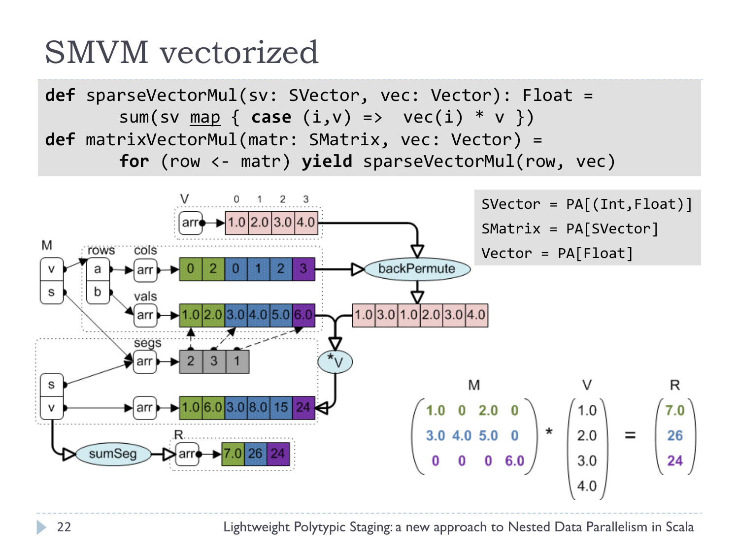# SMVM vectorized

```
def sparseVectorMul(sv: SVector, vec: Vector): Float =
      sum(sv map { case (i,v) =>  vec(i) * v })
def matrixVectorMul(matr: SMatrix, vec: Vector) =
      for (row <- matr) yield sparseVectorMul(row, vec)
```

```
SVector = PA[(Int,Float)]
SMatrix = PA[SVector]
Vector = PA[Float]
```

V: arr → [1.0, 2.0, 3.0, 4.0] (indices 0, 1, 2, 3)

M:
- rows: a → cols: arr → [0, 2, 0, 1, 2, 3]
- rows: b → vals: arr → [1.0, 2.0, 3.0, 4.0, 5.0, 6.0]
- segs: arr → [2, 3, 1]

backPermute → [1.0, 3.0, 1.0, 2.0, 3.0, 4.0]

*V → s, v: arr → [1.0, 6.0, 3.0, 8.0, 15, 24]

sumSeg → R: arr → [7.0, 26, 24]

$$\begin{pmatrix} 1.0 & 0 & 2.0 & 0 \\ 3.0 & 4.0 & 5.0 & 0 \\ 0 & 0 & 0 & 6.0 \end{pmatrix} * \begin{pmatrix} 1.0 \\ 2.0 \\ 3.0 \\ 4.0 \end{pmatrix} = \begin{pmatrix} 7.0 \\ 26 \\ 24 \end{pmatrix}$$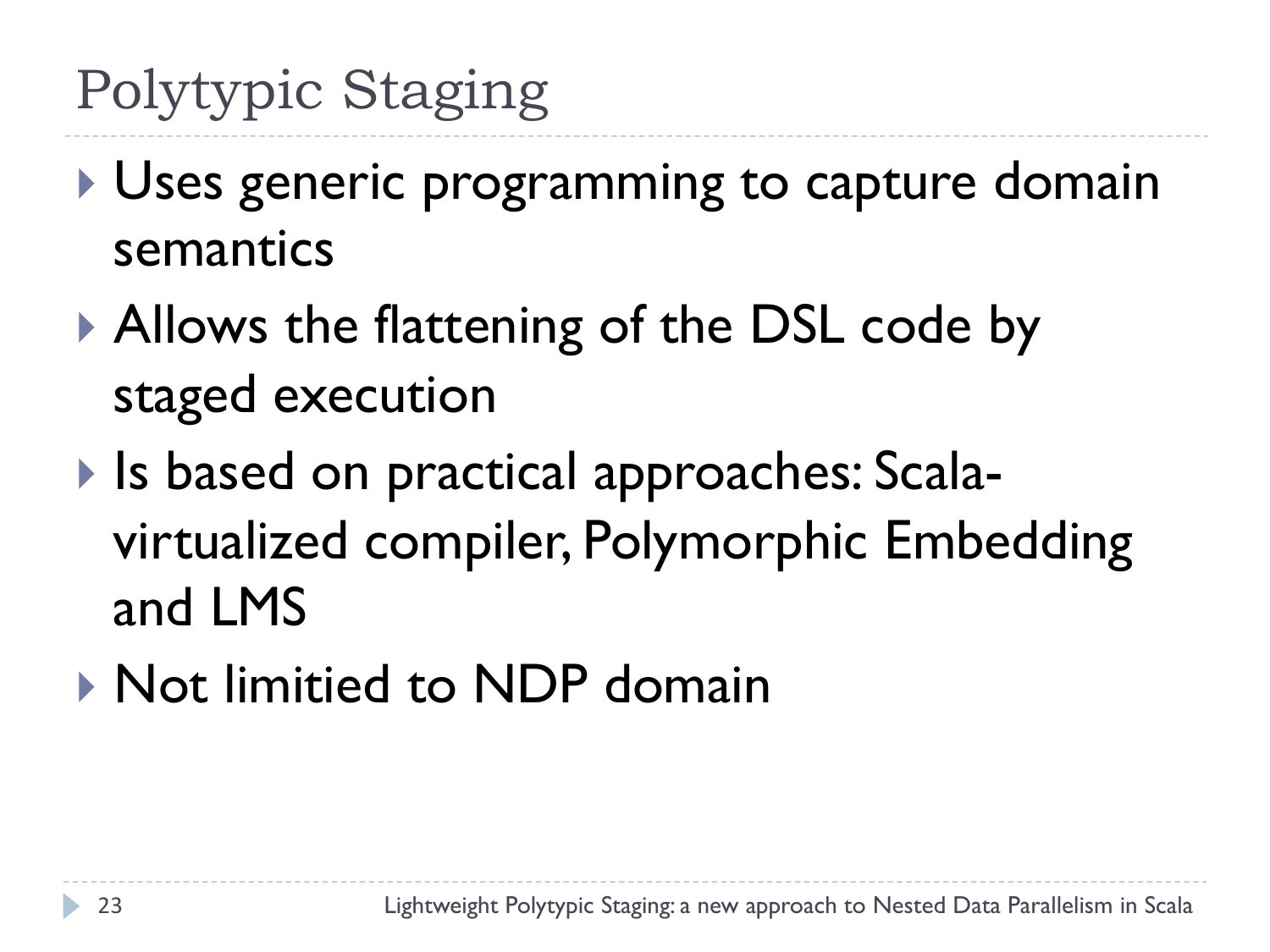# Polytypic Staging

- Uses generic programming to capture domain semantics
- Allows the flattening of the DSL code by staged execution
- Is based on practical approaches: Scala-virtualized compiler, Polymorphic Embedding and LMS
- Not limitied to NDP domain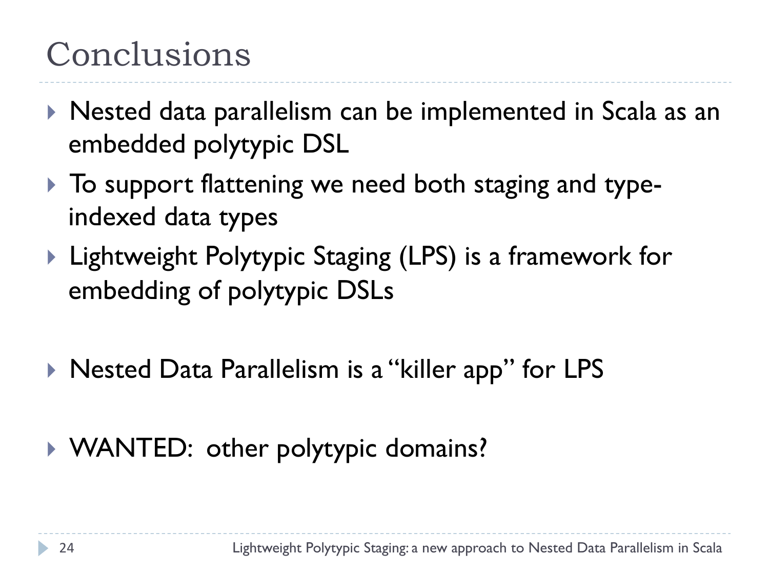# Conclusions

- Nested data parallelism can be implemented in Scala as an embedded polytypic DSL
- To support flattening we need both staging and type-indexed data types
- Lightweight Polytypic Staging (LPS) is a framework for embedding of polytypic DSLs
- Nested Data Parallelism is a "killer app" for LPS
- WANTED: other polytypic domains?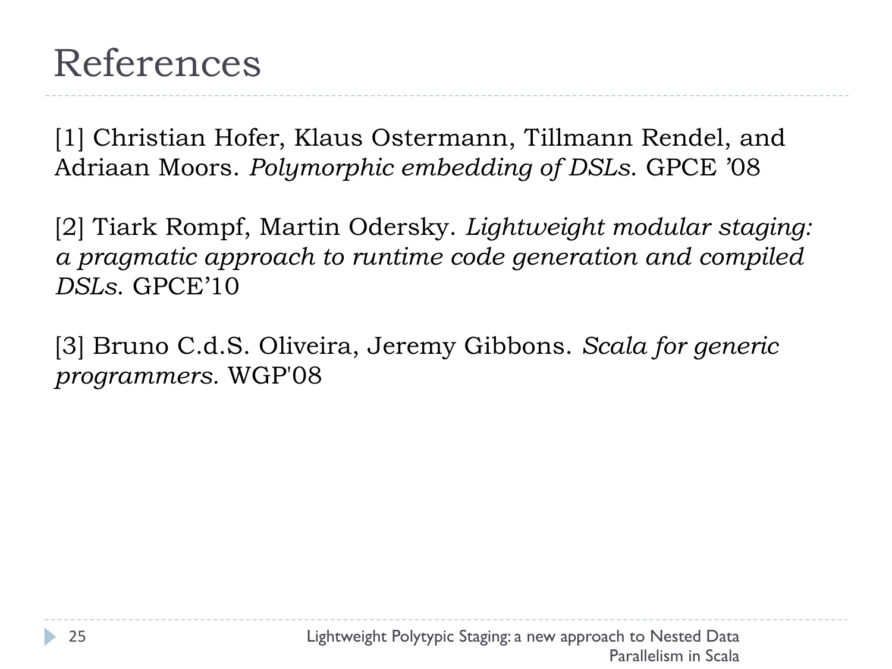# References

[1] Christian Hofer, Klaus Ostermann, Tillmann Rendel, and Adriaan Moors. *Polymorphic embedding of DSLs*. GPCE '08

[2] Tiark Rompf, Martin Odersky. *Lightweight modular staging: a pragmatic approach to runtime code generation and compiled DSLs*. GPCE'10

[3] Bruno C.d.S. Oliveira, Jeremy Gibbons. *Scala for generic programmers.* WGP'08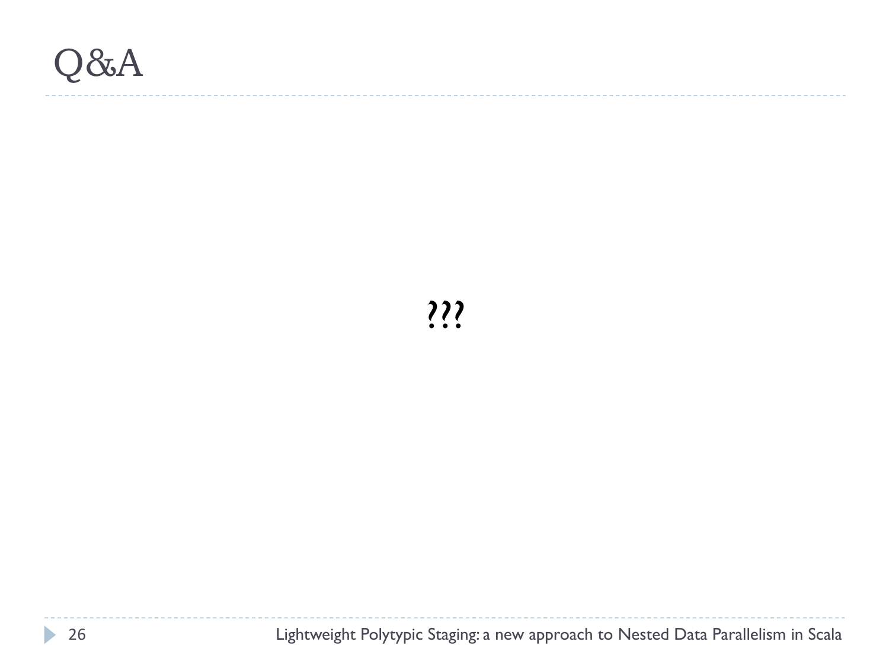# Q&A

???